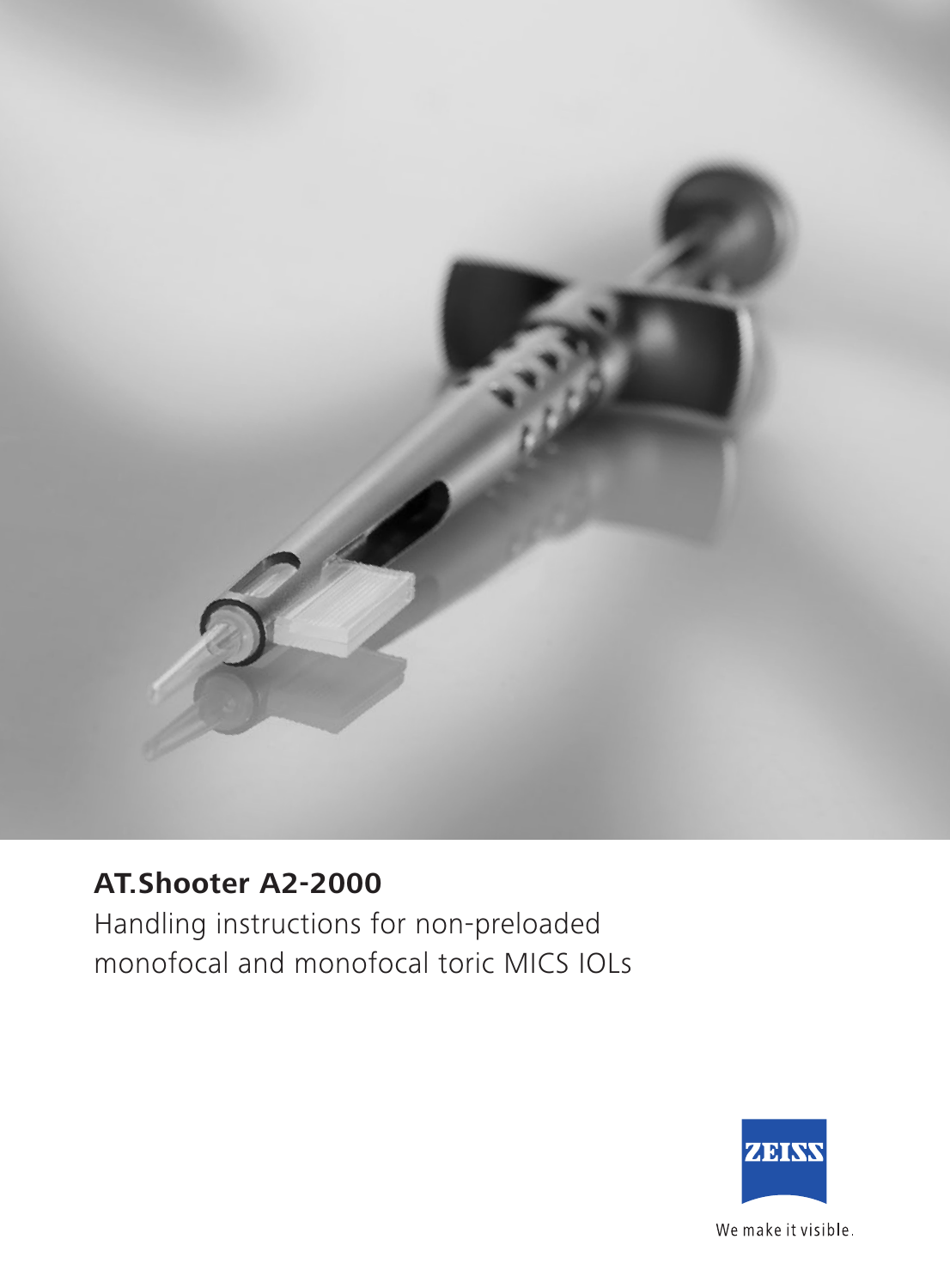# AT.Shooter A2-2000

Handling instructions for non-preloaded monofocal and monofocal toric MICS IOLs

ZEISS

We make it visible.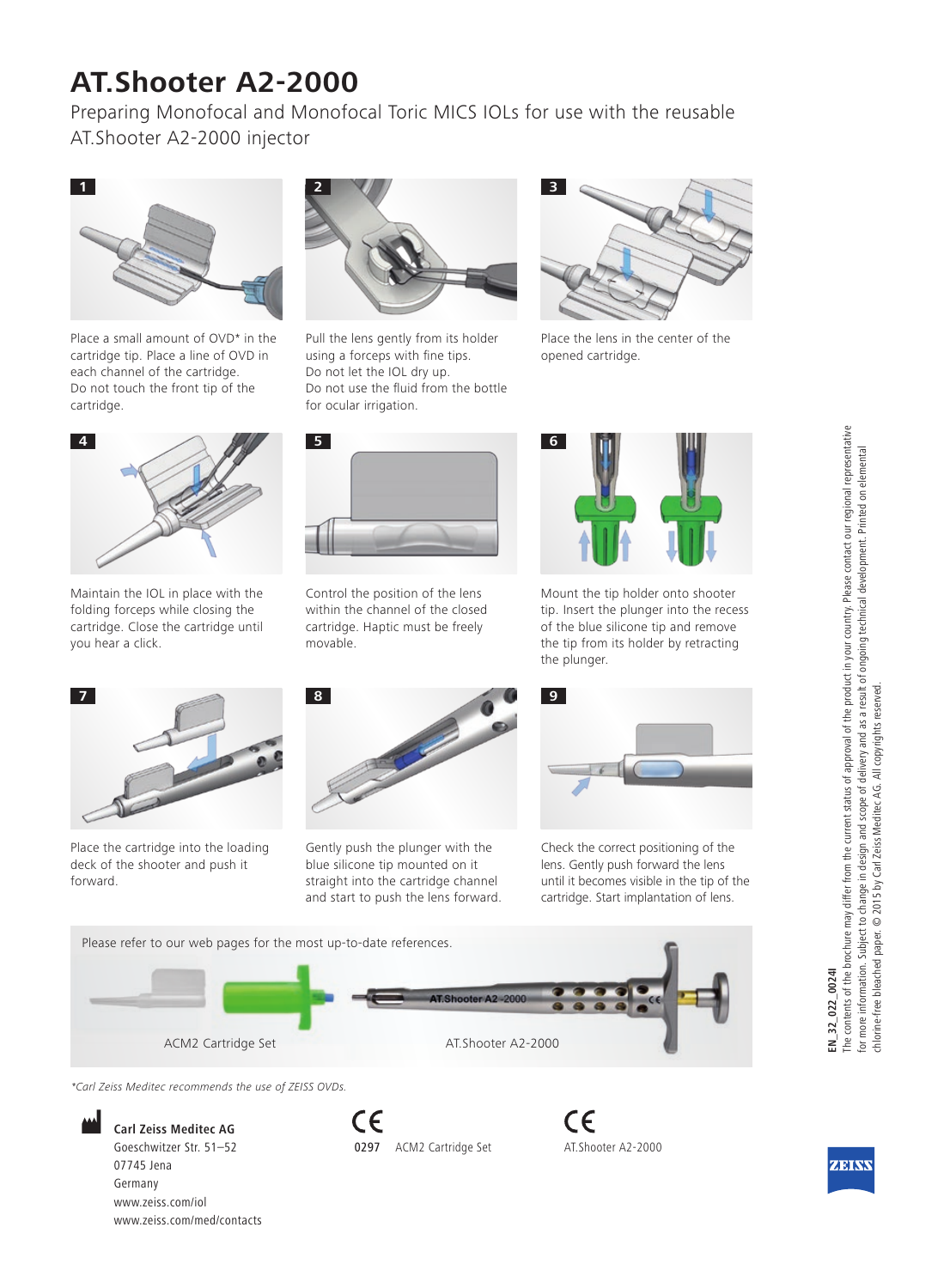# AT.Shooter A2-2000

Preparing Monofocal and Monofocal Toric MICS IOLs for use with the reusable AT.Shooter A2-2000 injector

**1**

Place a small amount of OVD* in the cartridge tip. Place a line of OVD in each channel of the cartridge. Do not touch the front tip of the cartridge.

**2**

Pull the lens gently from its holder using a forceps with fine tips. Do not let the IOL dry up. Do not use the fluid from the bottle for ocular irrigation.

**3**

Place the lens in the center of the opened cartridge.

**4**

Maintain the IOL in place with the folding forceps while closing the cartridge. Close the cartridge until you hear a click.

**5**

Control the position of the lens within the channel of the closed cartridge. Haptic must be freely movable.

**6**

Mount the tip holder onto shooter tip. Insert the plunger into the recess of the blue silicone tip and remove the tip from its holder by retracting the plunger.

**7**

Place the cartridge into the loading deck of the shooter and push it forward.

**8**

Gently push the plunger with the blue silicone tip mounted on it straight into the cartridge channel and start to push the lens forward.

**9**

Check the correct positioning of the lens. Gently push forward the lens until it becomes visible in the tip of the cartridge. Start implantation of lens.

Please refer to our web pages for the most up-to-date references.

ACM2 Cartridge Set

AT.Shooter A2-2000

*Carl Zeiss Meditec recommends the use of ZEISS OVDs.*

**Carl Zeiss Meditec AG**
Goeschwitzer Str. 51–52
07745 Jena
Germany
www.zeiss.com/iol
www.zeiss.com/med/contacts

CE 0297 ACM2 Cartridge Set

CE AT.Shooter A2-2000

EN_32_022_0024I
The contents of the brochure may differ from the current status of approval of the product in your country. Please contact our regional representative for more information. Subject to change in design and scope of delivery and as a result of ongoing technical development. Printed on elemental chlorine-free bleached paper. © 2015 by Carl Zeiss Meditec AG. All copyrights reserved.

ZEISS